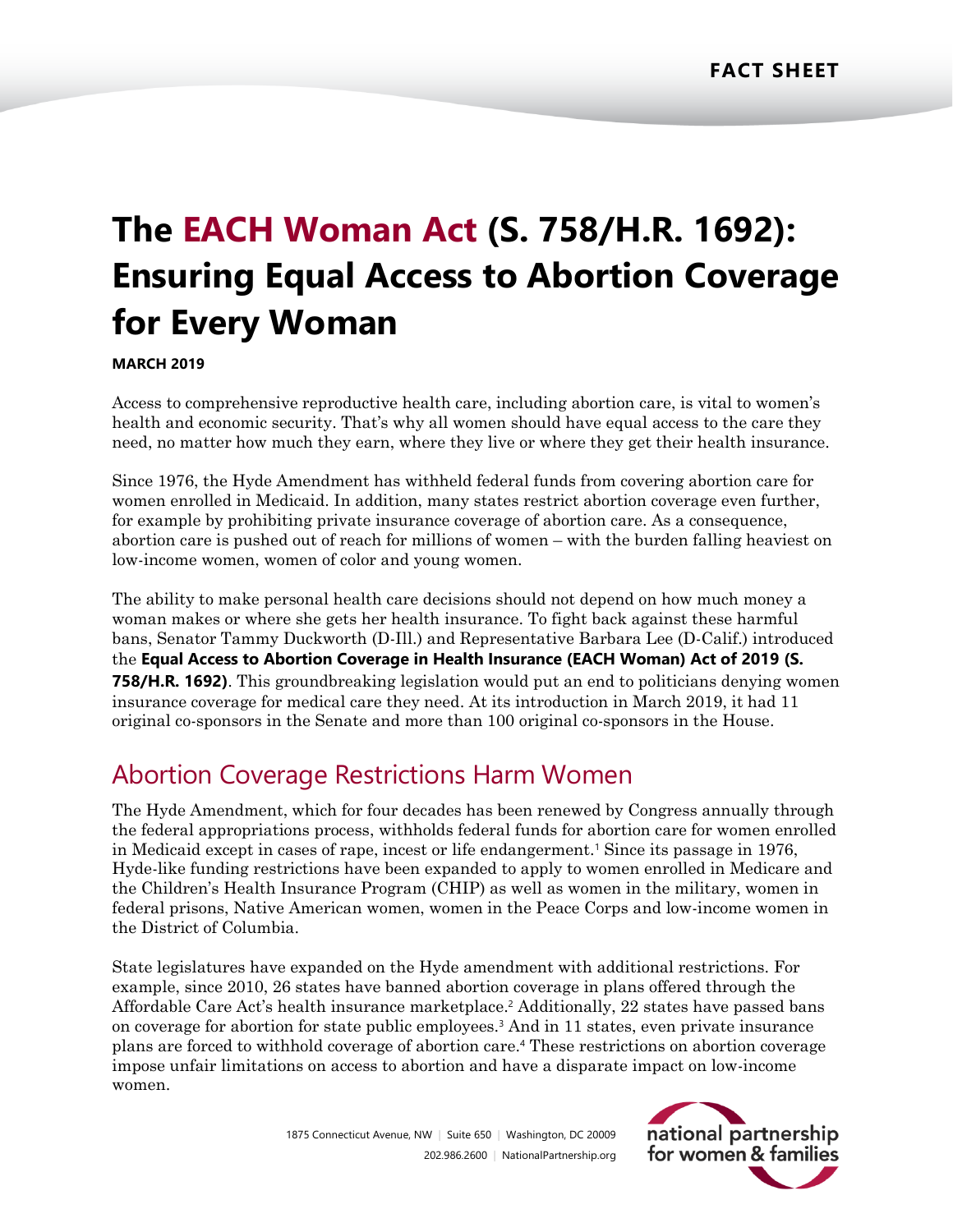FACT SHEET

# The EACH Woman Act (S. 758/H.R. 1692): Ensuring Equal Access to Abortion Coverage for Every Woman

**MARCH 2019**

Access to comprehensive reproductive health care, including abortion care, is vital to women's health and economic security. That's why all women should have equal access to the care they need, no matter how much they earn, where they live or where they get their health insurance.

Since 1976, the Hyde Amendment has withheld federal funds from covering abortion care for women enrolled in Medicaid. In addition, many states restrict abortion coverage even further, for example by prohibiting private insurance coverage of abortion care. As a consequence, abortion care is pushed out of reach for millions of women – with the burden falling heaviest on low-income women, women of color and young women.

The ability to make personal health care decisions should not depend on how much money a woman makes or where she gets her health insurance. To fight back against these harmful bans, Senator Tammy Duckworth (D-Ill.) and Representative Barbara Lee (D-Calif.) introduced the **Equal Access to Abortion Coverage in Health Insurance (EACH Woman) Act of 2019 (S. 758/H.R. 1692)**. This groundbreaking legislation would put an end to politicians denying women insurance coverage for medical care they need. At its introduction in March 2019, it had 11 original co-sponsors in the Senate and more than 100 original co-sponsors in the House.

## Abortion Coverage Restrictions Harm Women

The Hyde Amendment, which for four decades has been renewed by Congress annually through the federal appropriations process, withholds federal funds for abortion care for women enrolled in Medicaid except in cases of rape, incest or life endangerment.[1] Since its passage in 1976, Hyde-like funding restrictions have been expanded to apply to women enrolled in Medicare and the Children's Health Insurance Program (CHIP) as well as women in the military, women in federal prisons, Native American women, women in the Peace Corps and low-income women in the District of Columbia.

State legislatures have expanded on the Hyde amendment with additional restrictions. For example, since 2010, 26 states have banned abortion coverage in plans offered through the Affordable Care Act's health insurance marketplace.[2] Additionally, 22 states have passed bans on coverage for abortion for state public employees.[3] And in 11 states, even private insurance plans are forced to withhold coverage of abortion care.[4] These restrictions on abortion coverage impose unfair limitations on access to abortion and have a disparate impact on low-income women.

1875 Connecticut Avenue, NW | Suite 650 | Washington, DC 20009
202.986.2600 | NationalPartnership.org

national partnership for women & families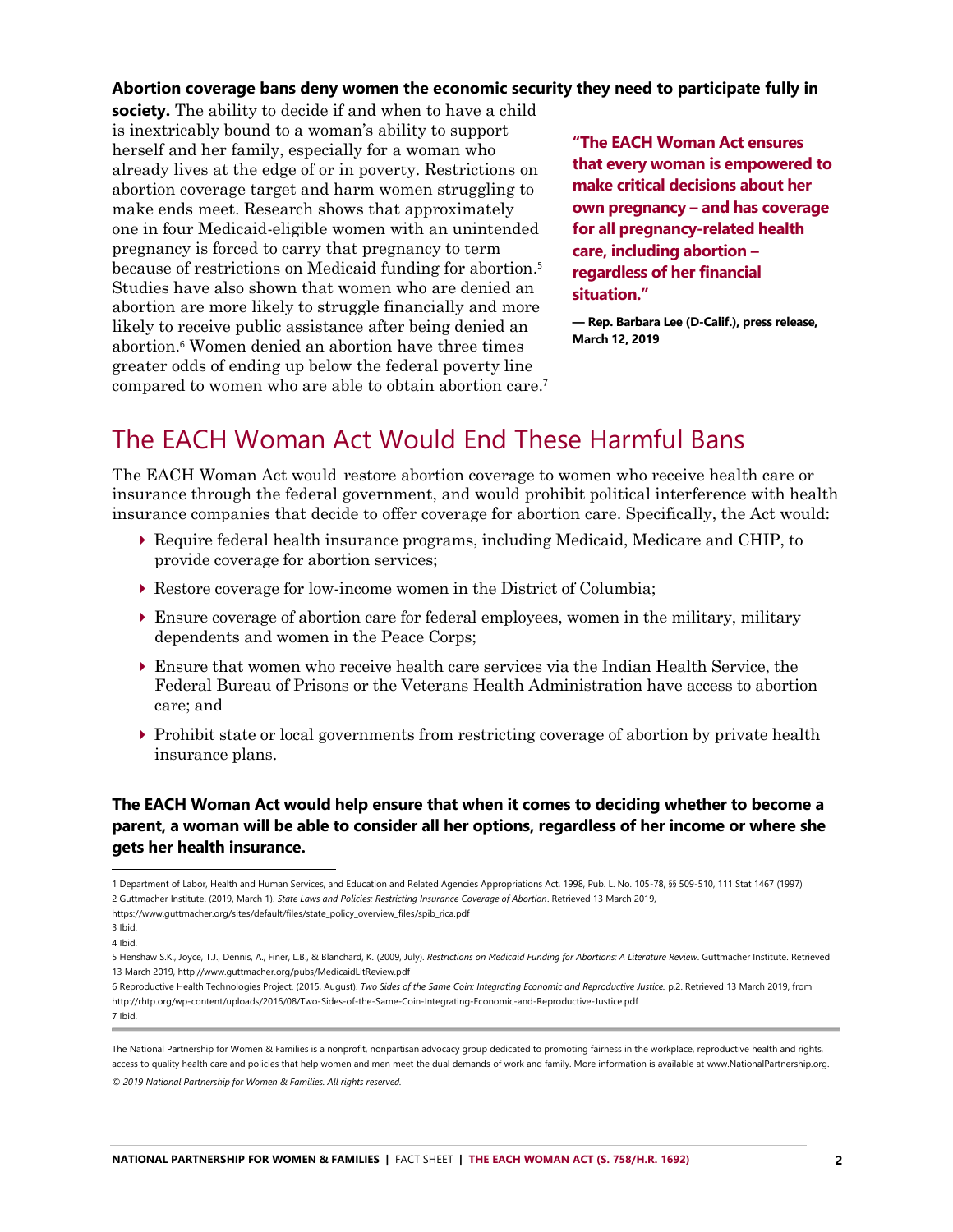**Abortion coverage bans deny women the economic security they need to participate fully in society.** The ability to decide if and when to have a child is inextricably bound to a woman's ability to support herself and her family, especially for a woman who already lives at the edge of or in poverty. Restrictions on abortion coverage target and harm women struggling to make ends meet. Research shows that approximately one in four Medicaid-eligible women with an unintended pregnancy is forced to carry that pregnancy to term because of restrictions on Medicaid funding for abortion.[5] Studies have also shown that women who are denied an abortion are more likely to struggle financially and more likely to receive public assistance after being denied an abortion.[6] Women denied an abortion have three times greater odds of ending up below the federal poverty line compared to women who are able to obtain abortion care.[7]

> **"The EACH Woman Act ensures that every woman is empowered to make critical decisions about her own pregnancy – and has coverage for all pregnancy-related health care, including abortion – regardless of her financial situation."**
>
> **— Rep. Barbara Lee (D-Calif.), press release, March 12, 2019**

## The EACH Woman Act Would End These Harmful Bans

The EACH Woman Act would restore abortion coverage to women who receive health care or insurance through the federal government, and would prohibit political interference with health insurance companies that decide to offer coverage for abortion care. Specifically, the Act would:

- Require federal health insurance programs, including Medicaid, Medicare and CHIP, to provide coverage for abortion services;
- Restore coverage for low-income women in the District of Columbia;
- Ensure coverage of abortion care for federal employees, women in the military, military dependents and women in the Peace Corps;
- Ensure that women who receive health care services via the Indian Health Service, the Federal Bureau of Prisons or the Veterans Health Administration have access to abortion care; and
- Prohibit state or local governments from restricting coverage of abortion by private health insurance plans.

**The EACH Woman Act would help ensure that when it comes to deciding whether to become a parent, a woman will be able to consider all her options, regardless of her income or where she gets her health insurance.**

---

1 Department of Labor, Health and Human Services, and Education and Related Agencies Appropriations Act, 1998, Pub. L. No. 105-78, §§ 509-510, 111 Stat 1467 (1997)
2 Guttmacher Institute. (2019, March 1). *State Laws and Policies: Restricting Insurance Coverage of Abortion*. Retrieved 13 March 2019, https://www.guttmacher.org/sites/default/files/state_policy_overview_files/spib_rica.pdf
3 Ibid.
4 Ibid.
5 Henshaw S.K., Joyce, T.J., Dennis, A., Finer, L.B., & Blanchard, K. (2009, July). *Restrictions on Medicaid Funding for Abortions: A Literature Review*. Guttmacher Institute. Retrieved 13 March 2019, http://www.guttmacher.org/pubs/MedicaidLitReview.pdf
6 Reproductive Health Technologies Project. (2015, August). *Two Sides of the Same Coin: Integrating Economic and Reproductive Justice.* p.2. Retrieved 13 March 2019, from http://rhtp.org/wp-content/uploads/2016/08/Two-Sides-of-the-Same-Coin-Integrating-Economic-and-Reproductive-Justice.pdf
7 Ibid.

---

The National Partnership for Women & Families is a nonprofit, nonpartisan advocacy group dedicated to promoting fairness in the workplace, reproductive health and rights, access to quality health care and policies that help women and men meet the dual demands of work and family. More information is available at www.NationalPartnership.org.

*© 2019 National Partnership for Women & Families. All rights reserved.*